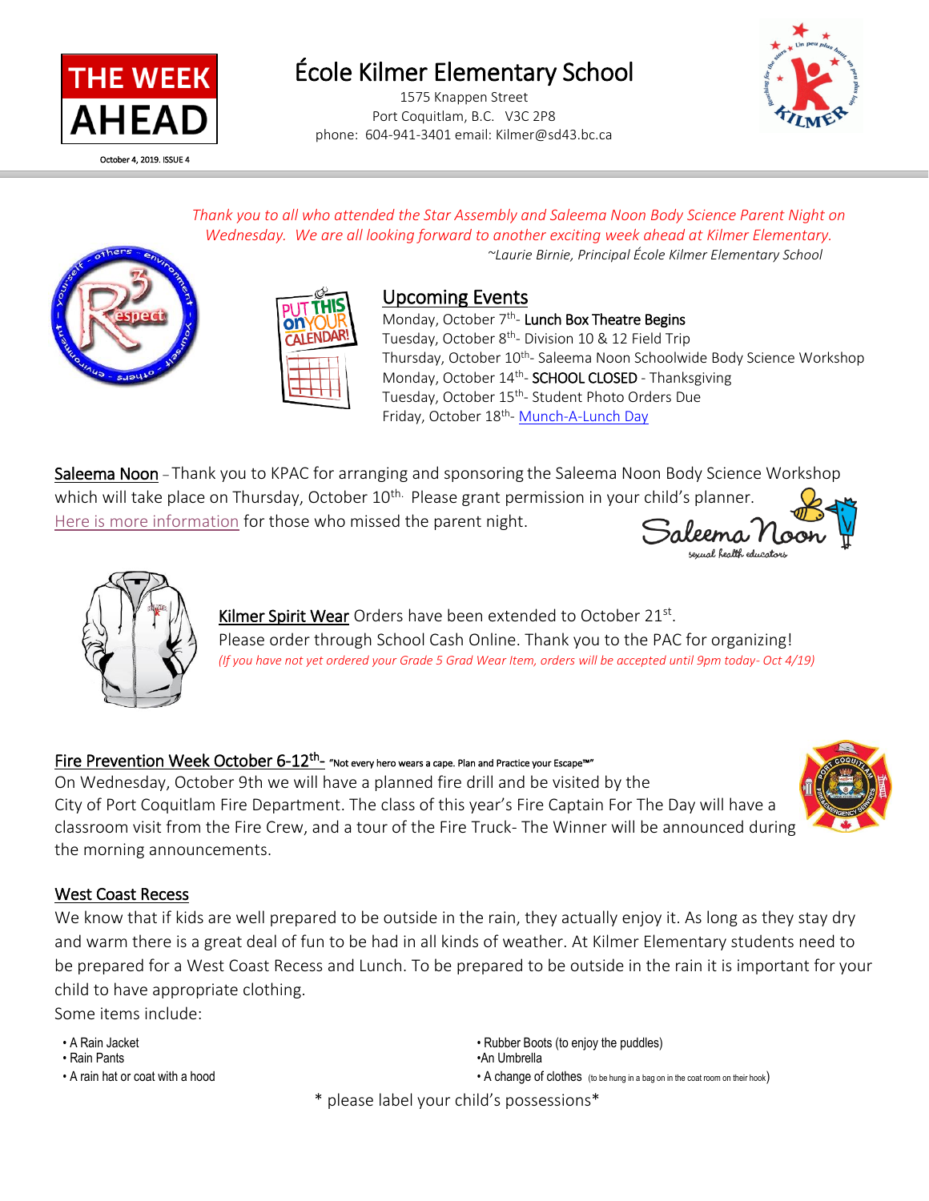THE WEEK AHEAD

October 4, 2019. ISSUE 4

# École Kilmer Elementary School

1575 Knappen Street
Port Coquitlam, B.C. V3C 2P8
phone: 604-941-3401 email: Kilmer@sd43.bc.ca

*Thank you to all who attended the Star Assembly and Saleema Noon Body Science Parent Night on Wednesday. We are all looking forward to another exciting week ahead at Kilmer Elementary.*
*~Laurie Birnie, Principal École Kilmer Elementary School*

## Upcoming Events

Monday, October 7th- **Lunch Box Theatre Begins**
Tuesday, October 8th- Division 10 & 12 Field Trip
Thursday, October 10th- Saleema Noon Schoolwide Body Science Workshop
Monday, October 14th- **SCHOOL CLOSED** - Thanksgiving
Tuesday, October 15th- Student Photo Orders Due
Friday, October 18th- Munch-A-Lunch Day

**Saleema Noon** – Thank you to KPAC for arranging and sponsoring the Saleema Noon Body Science Workshop which will take place on Thursday, October 10th. Please grant permission in your child's planner. Here is more information for those who missed the parent night.

**Kilmer Spirit Wear** Orders have been extended to October 21st.
Please order through School Cash Online. Thank you to the PAC for organizing!
*(If you have not yet ordered your Grade 5 Grad Wear Item, orders will be accepted until 9pm today- Oct 4/19)*

**Fire Prevention Week October 6-12th-** "Not every hero wears a cape. Plan and Practice your Escape™"
On Wednesday, October 9th we will have a planned fire drill and be visited by the City of Port Coquitlam Fire Department. The class of this year's Fire Captain For The Day will have a classroom visit from the Fire Crew, and a tour of the Fire Truck- The Winner will be announced during the morning announcements.

**West Coast Recess**
We know that if kids are well prepared to be outside in the rain, they actually enjoy it. As long as they stay dry and warm there is a great deal of fun to be had in all kinds of weather. At Kilmer Elementary students need to be prepared for a West Coast Recess and Lunch. To be prepared to be outside in the rain it is important for your child to have appropriate clothing.
Some items include:

- A Rain Jacket
- Rain Pants
- A rain hat or coat with a hood
- Rubber Boots (to enjoy the puddles)
- An Umbrella
- A change of clothes (to be hung in a bag on in the coat room on their hook)

\* please label your child's possessions\*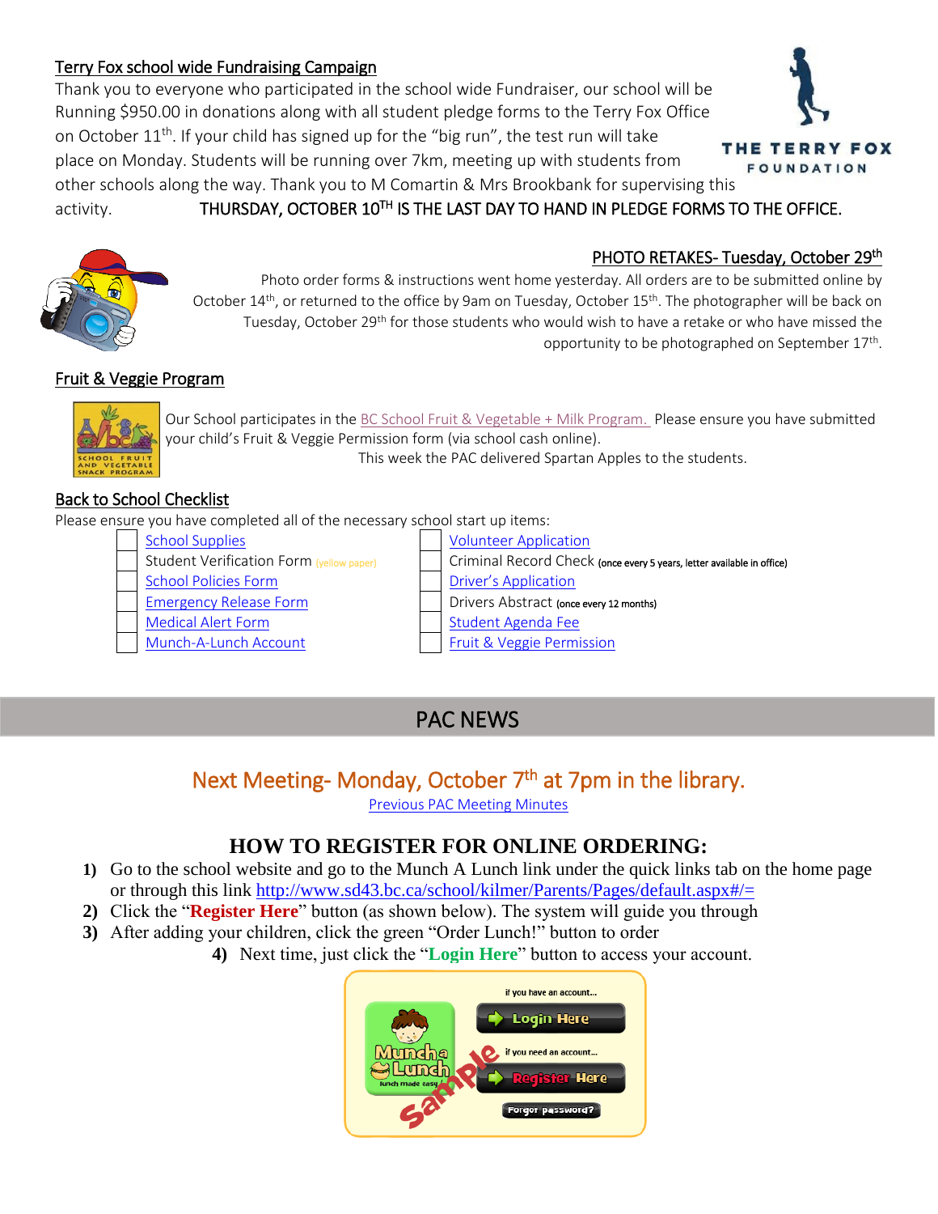## Terry Fox school wide Fundraising Campaign

Thank you to everyone who participated in the school wide Fundraiser, our school will be Running $950.00 in donations along with all student pledge forms to the Terry Fox Office on October 11th. If your child has signed up for the "big run", the test run will take place on Monday. Students will be running over 7km, meeting up with students from other schools along the way. Thank you to M Comartin & Mrs Brookbank for supervising this activity. THURSDAY, OCTOBER 10TH IS THE LAST DAY TO HAND IN PLEDGE FORMS TO THE OFFICE.

THE TERRY FOX FOUNDATION

## PHOTO RETAKES- Tuesday, October 29th

Photo order forms & instructions went home yesterday. All orders are to be submitted online by October 14th, or returned to the office by 9am on Tuesday, October 15th. The photographer will be back on Tuesday, October 29th for those students who would wish to have a retake or who have missed the opportunity to be photographed on September 17th.

## Fruit & Veggie Program

Our School participates in the BC School Fruit & Vegetable + Milk Program. Please ensure you have submitted your child's Fruit & Veggie Permission form (via school cash online).

This week the PAC delivered Spartan Apples to the students.

## Back to School Checklist

Please ensure you have completed all of the necessary school start up items:

- [ ] School Supplies
- [ ] Student Verification Form (yellow paper)
- [ ] School Policies Form
- [ ] Emergency Release Form
- [ ] Medical Alert Form
- [ ] Munch-A-Lunch Account
- [ ] Volunteer Application
- [ ] Criminal Record Check (once every 5 years, letter available in office)
- [ ] Driver's Application
- [ ] Drivers Abstract (once every 12 months)
- [ ] Student Agenda Fee
- [ ] Fruit & Veggie Permission

# PAC NEWS

## Next Meeting- Monday, October 7th at 7pm in the library.

Previous PAC Meeting Minutes

## HOW TO REGISTER FOR ONLINE ORDERING:

1) Go to the school website and go to the Munch A Lunch link under the quick links tab on the home page or through this link http://www.sd43.bc.ca/school/kilmer/Parents/Pages/default.aspx#/=
2) Click the "**Register Here**" button (as shown below). The system will guide you through
3) After adding your children, click the green "Order Lunch!" button to order
4) Next time, just click the "**Login Here**" button to access your account.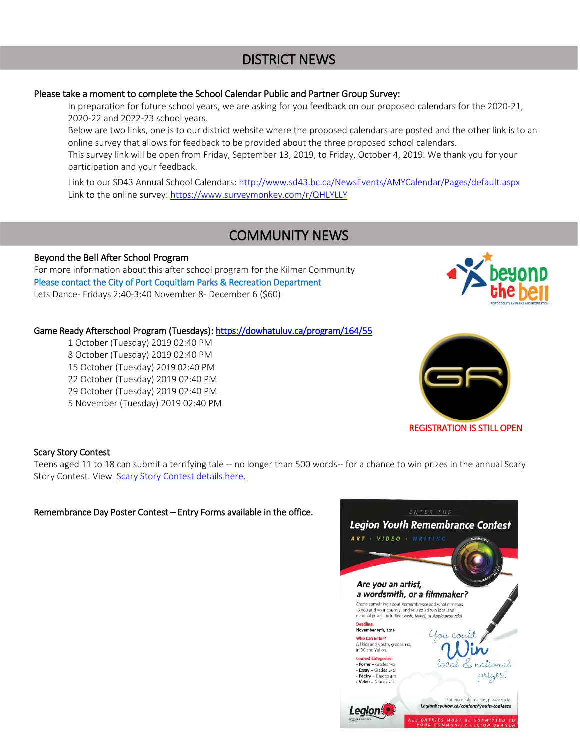## DISTRICT NEWS

**Please take a moment to complete the School Calendar Public and Partner Group Survey:**

In preparation for future school years, we are asking for you feedback on our proposed calendars for the 2020-21, 2020-22 and 2022-23 school years.

Below are two links, one is to our district website where the proposed calendars are posted and the other link is to an online survey that allows for feedback to be provided about the three proposed school calendars.

This survey link will be open from Friday, September 13, 2019, to Friday, October 4, 2019. We thank you for your participation and your feedback.

Link to our SD43 Annual School Calendars: http://www.sd43.bc.ca/NewsEvents/AMYCalendar/Pages/default.aspx

Link to the online survey: https://www.surveymonkey.com/r/QHLYLLY

## COMMUNITY NEWS

**Beyond the Bell After School Program**

For more information about this after school program for the Kilmer Community

Please contact the City of Port Coquitlam Parks & Recreation Department

Lets Dance- Fridays 2:40-3:40 November 8- December 6 ($60)

**Game Ready Afterschool Program (Tuesdays):** https://dowhatuluv.ca/program/164/55

- 1 October (Tuesday) 2019 02:40 PM
- 8 October (Tuesday) 2019 02:40 PM
- 15 October (Tuesday) 2019 02:40 PM
- 22 October (Tuesday) 2019 02:40 PM
- 29 October (Tuesday) 2019 02:40 PM
- 5 November (Tuesday) 2019 02:40 PM

REGISTRATION IS STILL OPEN

**Scary Story Contest**

Teens aged 11 to 18 can submit a terrifying tale -- no longer than 500 words-- for a chance to win prizes in the annual Scary Story Contest. View Scary Story Contest details here.

**Remembrance Day Poster Contest – Entry Forms available in the office.**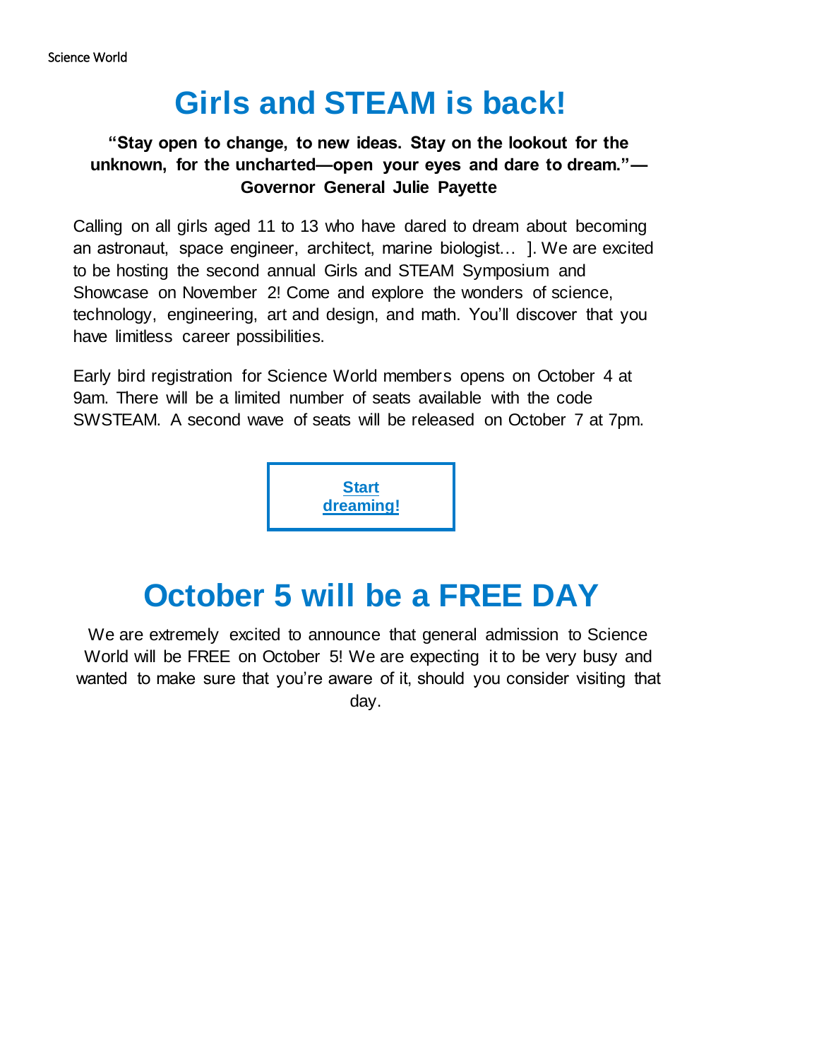# Girls and STEAM is back!

**"Stay open to change, to new ideas. Stay on the lookout for the unknown, for the uncharted—open your eyes and dare to dream."— Governor General Julie Payette**

Calling on all girls aged 11 to 13 who have dared to dream about becoming an astronaut, space engineer, architect, marine biologist… ]. We are excited to be hosting the second annual Girls and STEAM Symposium and Showcase on November 2! Come and explore the wonders of science, technology, engineering, art and design, and math. You'll discover that you have limitless career possibilities.

Early bird registration for Science World members opens on October 4 at 9am. There will be a limited number of seats available with the code SWSTEAM. A second wave of seats will be released on October 7 at 7pm.

**Start dreaming!**

# October 5 will be a FREE DAY

We are extremely excited to announce that general admission to Science World will be FREE on October 5! We are expecting it to be very busy and wanted to make sure that you're aware of it, should you consider visiting that day.